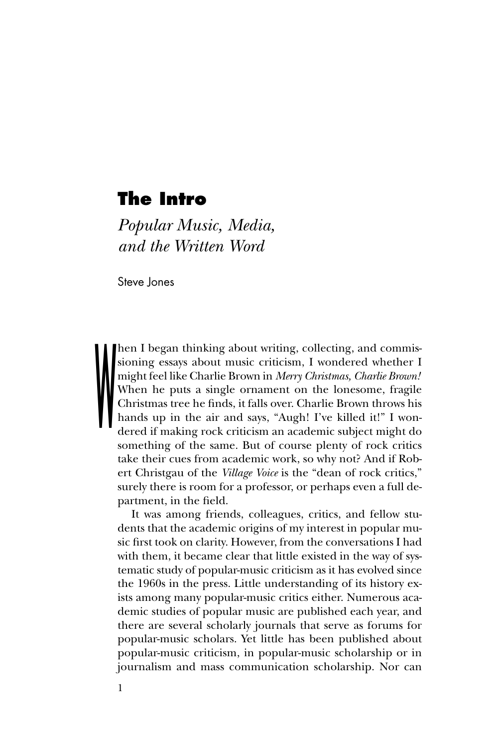# The Intro

## *Popular Music, Media, and the Written Word*

Steve Jones

When I began thinking about writing, collecting, and commissioning essays about music criticism, I wondered whether I might feel like Charlie Brown in *Merry Christmas, Charlie Brown!* When he puts a single ornament on the lonesome, fragile Christmas tree he finds, it falls over. Charlie Brown throws his hands up in the air and says, "Augh! I've killed it!" I wondered if making rock criticism an academic subject might do something of the same. But of course plenty of rock critics take their cues from academic work, so why not? And if Robert Christgau of the *Village Voice* is the "dean of rock critics," surely there is room for a professor, or perhaps even a full department, in the field.

It was among friends, colleagues, critics, and fellow students that the academic origins of my interest in popular music first took on clarity. However, from the conversations I had with them, it became clear that little existed in the way of systematic study of popular-music criticism as it has evolved since the 1960s in the press. Little understanding of its history exists among many popular-music critics either. Numerous academic studies of popular music are published each year, and there are several scholarly journals that serve as forums for popular-music scholars. Yet little has been published about popular-music criticism, in popular-music scholarship or in journalism and mass communication scholarship. Nor can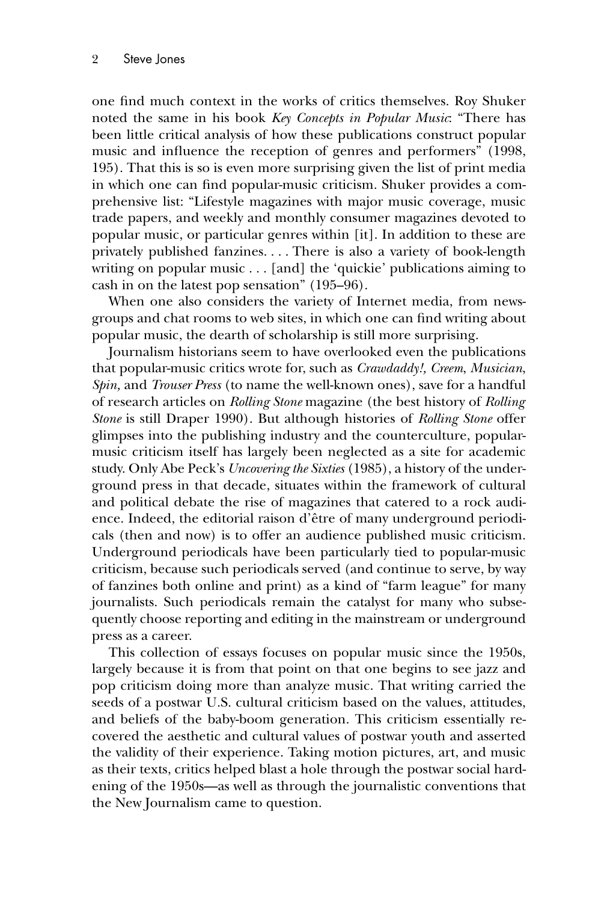one find much context in the works of critics themselves. Roy Shuker noted the same in his book *Key Concepts in Popular Music*: "There has been little critical analysis of how these publications construct popular music and influence the reception of genres and performers" (1998, 195). That this is so is even more surprising given the list of print media in which one can find popular-music criticism. Shuker provides a comprehensive list: "Lifestyle magazines with major music coverage, music trade papers, and weekly and monthly consumer magazines devoted to popular music, or particular genres within [it]. In addition to these are privately published fanzines. . . . There is also a variety of book-length writing on popular music . . . [and] the 'quickie' publications aiming to cash in on the latest pop sensation" (195–96).

When one also considers the variety of Internet media, from newsgroups and chat rooms to web sites, in which one can find writing about popular music, the dearth of scholarship is still more surprising.

Journalism historians seem to have overlooked even the publications that popular-music critics wrote for, such as *Crawdaddy!*, *Creem*, *Musician*, *Spin*, and *Trouser Press* (to name the well-known ones), save for a handful of research articles on *Rolling Stone* magazine (the best history of *Rolling Stone* is still Draper 1990). But although histories of *Rolling Stone* offer glimpses into the publishing industry and the counterculture, popular-music criticism itself has largely been neglected as a site for academic study. Only Abe Peck's *Uncovering the Sixties* (1985), a history of the underground press in that decade, situates within the framework of cultural and political debate the rise of magazines that catered to a rock audience. Indeed, the editorial raison d'être of many underground periodicals (then and now) is to offer an audience published music criticism. Underground periodicals have been particularly tied to popular-music criticism, because such periodicals served (and continue to serve, by way of fanzines both online and print) as a kind of "farm league" for many journalists. Such periodicals remain the catalyst for many who subsequently choose reporting and editing in the mainstream or underground press as a career.

This collection of essays focuses on popular music since the 1950s, largely because it is from that point on that one begins to see jazz and pop criticism doing more than analyze music. That writing carried the seeds of a postwar U.S. cultural criticism based on the values, attitudes, and beliefs of the baby-boom generation. This criticism essentially recovered the aesthetic and cultural values of postwar youth and asserted the validity of their experience. Taking motion pictures, art, and music as their texts, critics helped blast a hole through the postwar social hardening of the 1950s—as well as through the journalistic conventions that the New Journalism came to question.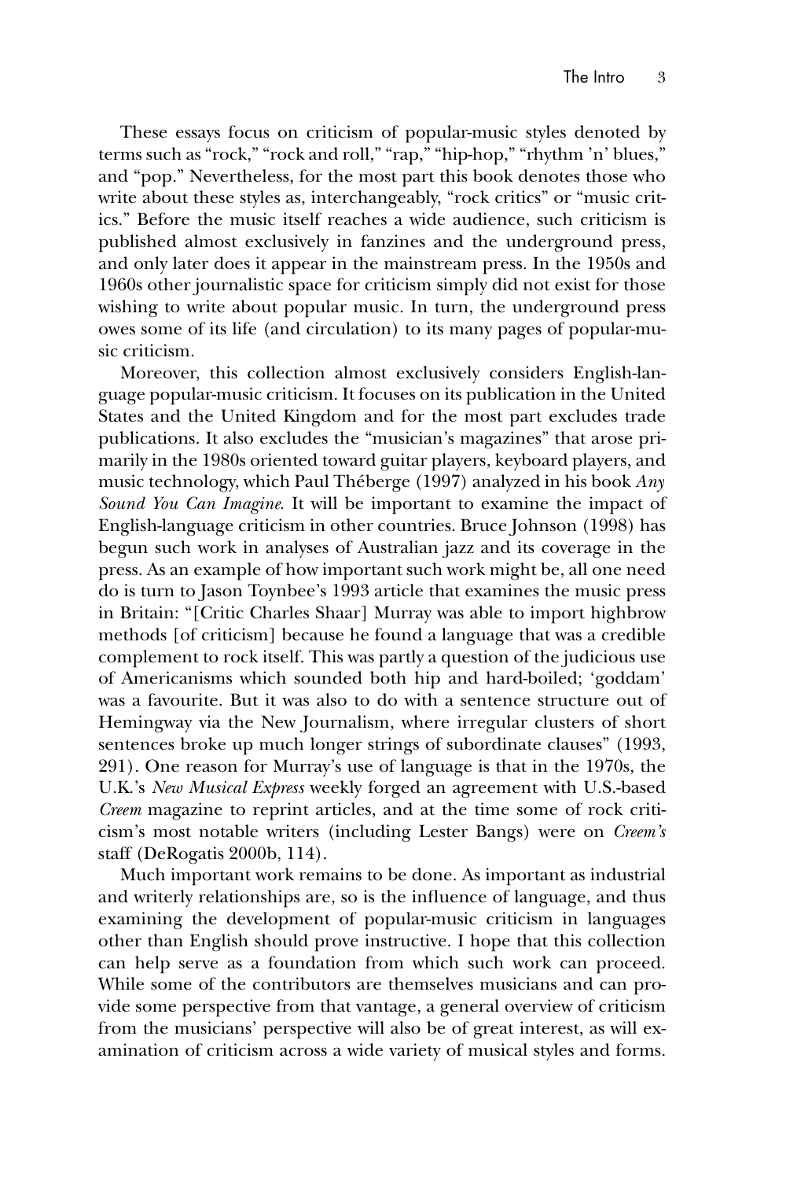These essays focus on criticism of popular-music styles denoted by terms such as "rock," "rock and roll," "rap," "hip-hop," "rhythm 'n' blues," and "pop." Nevertheless, for the most part this book denotes those who write about these styles as, interchangeably, "rock critics" or "music critics." Before the music itself reaches a wide audience, such criticism is published almost exclusively in fanzines and the underground press, and only later does it appear in the mainstream press. In the 1950s and 1960s other journalistic space for criticism simply did not exist for those wishing to write about popular music. In turn, the underground press owes some of its life (and circulation) to its many pages of popular-music criticism.

Moreover, this collection almost exclusively considers English-language popular-music criticism. It focuses on its publication in the United States and the United Kingdom and for the most part excludes trade publications. It also excludes the "musician's magazines" that arose primarily in the 1980s oriented toward guitar players, keyboard players, and music technology, which Paul Théberge (1997) analyzed in his book *Any Sound You Can Imagine*. It will be important to examine the impact of English-language criticism in other countries. Bruce Johnson (1998) has begun such work in analyses of Australian jazz and its coverage in the press. As an example of how important such work might be, all one need do is turn to Jason Toynbee's 1993 article that examines the music press in Britain: "[Critic Charles Shaar] Murray was able to import highbrow methods [of criticism] because he found a language that was a credible complement to rock itself. This was partly a question of the judicious use of Americanisms which sounded both hip and hard-boiled; 'goddam' was a favourite. But it was also to do with a sentence structure out of Hemingway via the New Journalism, where irregular clusters of short sentences broke up much longer strings of subordinate clauses" (1993, 291). One reason for Murray's use of language is that in the 1970s, the U.K.'s *New Musical Express* weekly forged an agreement with U.S.-based *Creem* magazine to reprint articles, and at the time some of rock criticism's most notable writers (including Lester Bangs) were on *Creem's* staff (DeRogatis 2000b, 114).

Much important work remains to be done. As important as industrial and writerly relationships are, so is the influence of language, and thus examining the development of popular-music criticism in languages other than English should prove instructive. I hope that this collection can help serve as a foundation from which such work can proceed. While some of the contributors are themselves musicians and can provide some perspective from that vantage, a general overview of criticism from the musicians' perspective will also be of great interest, as will examination of criticism across a wide variety of musical styles and forms.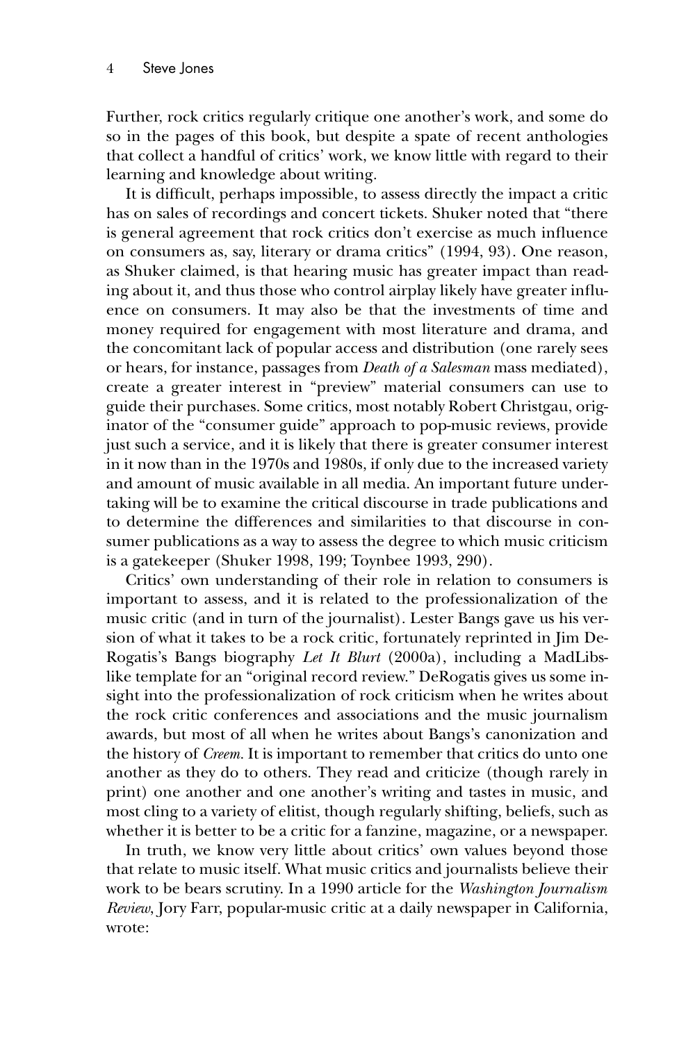Further, rock critics regularly critique one another's work, and some do so in the pages of this book, but despite a spate of recent anthologies that collect a handful of critics' work, we know little with regard to their learning and knowledge about writing.

It is difficult, perhaps impossible, to assess directly the impact a critic has on sales of recordings and concert tickets. Shuker noted that "there is general agreement that rock critics don't exercise as much influence on consumers as, say, literary or drama critics" (1994, 93). One reason, as Shuker claimed, is that hearing music has greater impact than reading about it, and thus those who control airplay likely have greater influence on consumers. It may also be that the investments of time and money required for engagement with most literature and drama, and the concomitant lack of popular access and distribution (one rarely sees or hears, for instance, passages from *Death of a Salesman* mass mediated), create a greater interest in "preview" material consumers can use to guide their purchases. Some critics, most notably Robert Christgau, originator of the "consumer guide" approach to pop-music reviews, provide just such a service, and it is likely that there is greater consumer interest in it now than in the 1970s and 1980s, if only due to the increased variety and amount of music available in all media. An important future undertaking will be to examine the critical discourse in trade publications and to determine the differences and similarities to that discourse in consumer publications as a way to assess the degree to which music criticism is a gatekeeper (Shuker 1998, 199; Toynbee 1993, 290).

Critics' own understanding of their role in relation to consumers is important to assess, and it is related to the professionalization of the music critic (and in turn of the journalist). Lester Bangs gave us his version of what it takes to be a rock critic, fortunately reprinted in Jim DeRogatis's Bangs biography *Let It Blurt* (2000a), including a MadLibs-like template for an "original record review." DeRogatis gives us some insight into the professionalization of rock criticism when he writes about the rock critic conferences and associations and the music journalism awards, but most of all when he writes about Bangs's canonization and the history of *Creem.* It is important to remember that critics do unto one another as they do to others. They read and criticize (though rarely in print) one another and one another's writing and tastes in music, and most cling to a variety of elitist, though regularly shifting, beliefs, such as whether it is better to be a critic for a fanzine, magazine, or a newspaper.

In truth, we know very little about critics' own values beyond those that relate to music itself. What music critics and journalists believe their work to be bears scrutiny. In a 1990 article for the *Washington Journalism Review*, Jory Farr, popular-music critic at a daily newspaper in California, wrote: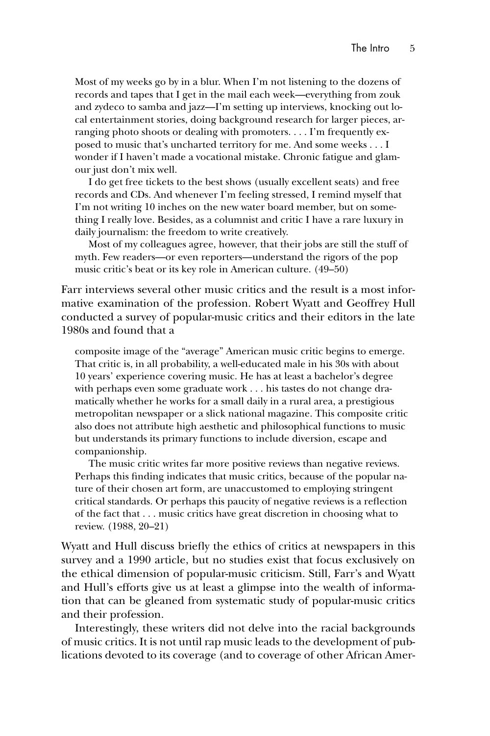> Most of my weeks go by in a blur. When I'm not listening to the dozens of records and tapes that I get in the mail each week—everything from zouk and zydeco to samba and jazz—I'm setting up interviews, knocking out local entertainment stories, doing background research for larger pieces, arranging photo shoots or dealing with promoters. . . . I'm frequently exposed to music that's uncharted territory for me. And some weeks . . . I wonder if I haven't made a vocational mistake. Chronic fatigue and glamour just don't mix well.
>
> I do get free tickets to the best shows (usually excellent seats) and free records and CDs. And whenever I'm feeling stressed, I remind myself that I'm not writing 10 inches on the new water board member, but on something I really love. Besides, as a columnist and critic I have a rare luxury in daily journalism: the freedom to write creatively.
>
> Most of my colleagues agree, however, that their jobs are still the stuff of myth. Few readers—or even reporters—understand the rigors of the pop music critic's beat or its key role in American culture. (49–50)

Farr interviews several other music critics and the result is a most informative examination of the profession. Robert Wyatt and Geoffrey Hull conducted a survey of popular-music critics and their editors in the late 1980s and found that a

> composite image of the "average" American music critic begins to emerge. That critic is, in all probability, a well-educated male in his 30s with about 10 years' experience covering music. He has at least a bachelor's degree with perhaps even some graduate work . . . his tastes do not change dramatically whether he works for a small daily in a rural area, a prestigious metropolitan newspaper or a slick national magazine. This composite critic also does not attribute high aesthetic and philosophical functions to music but understands its primary functions to include diversion, escape and companionship.
>
> The music critic writes far more positive reviews than negative reviews. Perhaps this finding indicates that music critics, because of the popular nature of their chosen art form, are unaccustomed to employing stringent critical standards. Or perhaps this paucity of negative reviews is a reflection of the fact that . . . music critics have great discretion in choosing what to review. (1988, 20–21)

Wyatt and Hull discuss briefly the ethics of critics at newspapers in this survey and a 1990 article, but no studies exist that focus exclusively on the ethical dimension of popular-music criticism. Still, Farr's and Wyatt and Hull's efforts give us at least a glimpse into the wealth of information that can be gleaned from systematic study of popular-music critics and their profession.

Interestingly, these writers did not delve into the racial backgrounds of music critics. It is not until rap music leads to the development of publications devoted to its coverage (and to coverage of other African Amer-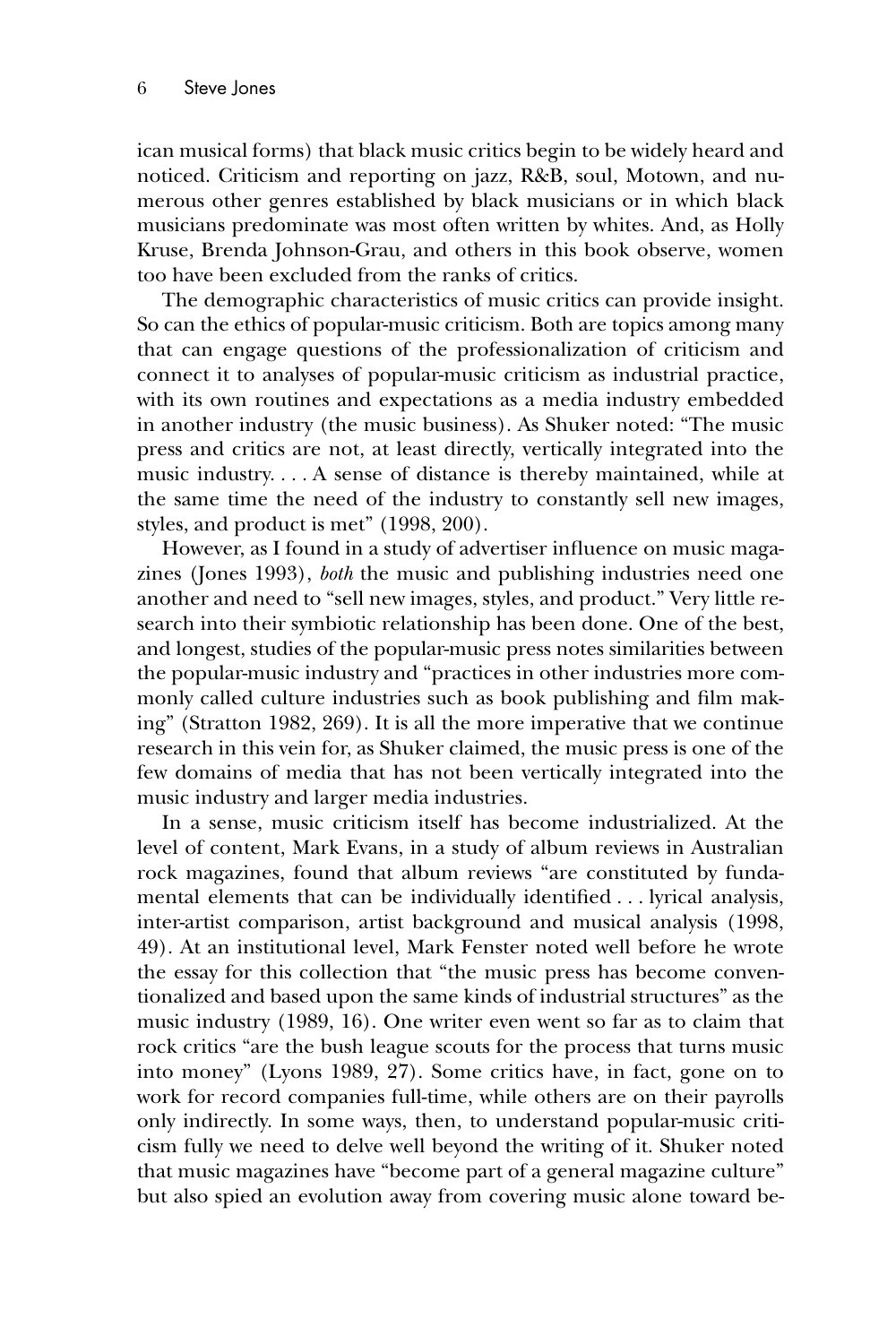ican musical forms) that black music critics begin to be widely heard and noticed. Criticism and reporting on jazz, R&B, soul, Motown, and numerous other genres established by black musicians or in which black musicians predominate was most often written by whites. And, as Holly Kruse, Brenda Johnson-Grau, and others in this book observe, women too have been excluded from the ranks of critics.

The demographic characteristics of music critics can provide insight. So can the ethics of popular-music criticism. Both are topics among many that can engage questions of the professionalization of criticism and connect it to analyses of popular-music criticism as industrial practice, with its own routines and expectations as a media industry embedded in another industry (the music business). As Shuker noted: "The music press and critics are not, at least directly, vertically integrated into the music industry. . . . A sense of distance is thereby maintained, while at the same time the need of the industry to constantly sell new images, styles, and product is met" (1998, 200).

However, as I found in a study of advertiser influence on music magazines (Jones 1993), *both* the music and publishing industries need one another and need to "sell new images, styles, and product." Very little research into their symbiotic relationship has been done. One of the best, and longest, studies of the popular-music press notes similarities between the popular-music industry and "practices in other industries more commonly called culture industries such as book publishing and film making" (Stratton 1982, 269). It is all the more imperative that we continue research in this vein for, as Shuker claimed, the music press is one of the few domains of media that has not been vertically integrated into the music industry and larger media industries.

In a sense, music criticism itself has become industrialized. At the level of content, Mark Evans, in a study of album reviews in Australian rock magazines, found that album reviews "are constituted by fundamental elements that can be individually identified . . . lyrical analysis, inter-artist comparison, artist background and musical analysis (1998, 49). At an institutional level, Mark Fenster noted well before he wrote the essay for this collection that "the music press has become conventionalized and based upon the same kinds of industrial structures" as the music industry (1989, 16). One writer even went so far as to claim that rock critics "are the bush league scouts for the process that turns music into money" (Lyons 1989, 27). Some critics have, in fact, gone on to work for record companies full-time, while others are on their payrolls only indirectly. In some ways, then, to understand popular-music criticism fully we need to delve well beyond the writing of it. Shuker noted that music magazines have "become part of a general magazine culture" but also spied an evolution away from covering music alone toward be-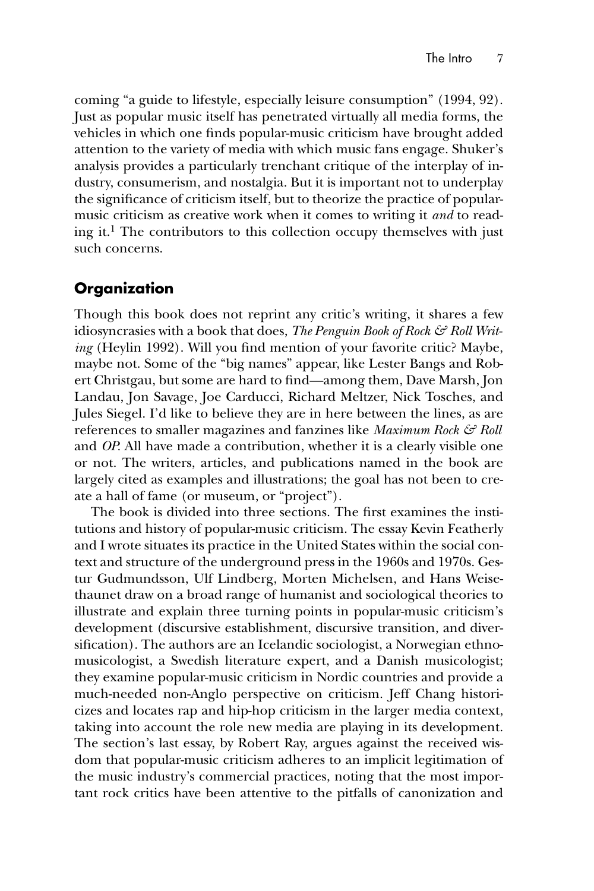coming "a guide to lifestyle, especially leisure consumption" (1994, 92). Just as popular music itself has penetrated virtually all media forms, the vehicles in which one finds popular-music criticism have brought added attention to the variety of media with which music fans engage. Shuker's analysis provides a particularly trenchant critique of the interplay of industry, consumerism, and nostalgia. But it is important not to underplay the significance of criticism itself, but to theorize the practice of popular-music criticism as creative work when it comes to writing it *and* to reading it.[1] The contributors to this collection occupy themselves with just such concerns.

## Organization

Though this book does not reprint any critic's writing, it shares a few idiosyncrasies with a book that does, *The Penguin Book of Rock & Roll Writing* (Heylin 1992). Will you find mention of your favorite critic? Maybe, maybe not. Some of the "big names" appear, like Lester Bangs and Robert Christgau, but some are hard to find—among them, Dave Marsh, Jon Landau, Jon Savage, Joe Carducci, Richard Meltzer, Nick Tosches, and Jules Siegel. I'd like to believe they are in here between the lines, as are references to smaller magazines and fanzines like *Maximum Rock & Roll* and *OP*. All have made a contribution, whether it is a clearly visible one or not. The writers, articles, and publications named in the book are largely cited as examples and illustrations; the goal has not been to create a hall of fame (or museum, or "project").

The book is divided into three sections. The first examines the institutions and history of popular-music criticism. The essay Kevin Featherly and I wrote situates its practice in the United States within the social context and structure of the underground press in the 1960s and 1970s. Gestur Gudmundsson, Ulf Lindberg, Morten Michelsen, and Hans Weisethaunet draw on a broad range of humanist and sociological theories to illustrate and explain three turning points in popular-music criticism's development (discursive establishment, discursive transition, and diversification). The authors are an Icelandic sociologist, a Norwegian ethnomusicologist, a Swedish literature expert, and a Danish musicologist; they examine popular-music criticism in Nordic countries and provide a much-needed non-Anglo perspective on criticism. Jeff Chang historicizes and locates rap and hip-hop criticism in the larger media context, taking into account the role new media are playing in its development. The section's last essay, by Robert Ray, argues against the received wisdom that popular-music criticism adheres to an implicit legitimation of the music industry's commercial practices, noting that the most important rock critics have been attentive to the pitfalls of canonization and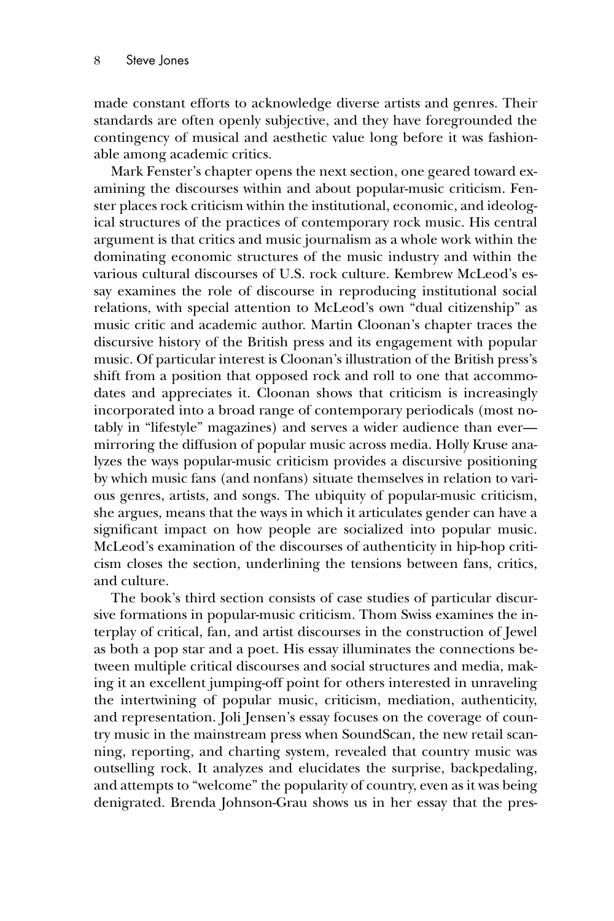made constant efforts to acknowledge diverse artists and genres. Their standards are often openly subjective, and they have foregrounded the contingency of musical and aesthetic value long before it was fashionable among academic critics.

Mark Fenster's chapter opens the next section, one geared toward examining the discourses within and about popular-music criticism. Fenster places rock criticism within the institutional, economic, and ideological structures of the practices of contemporary rock music. His central argument is that critics and music journalism as a whole work within the dominating economic structures of the music industry and within the various cultural discourses of U.S. rock culture. Kembrew McLeod's essay examines the role of discourse in reproducing institutional social relations, with special attention to McLeod's own "dual citizenship" as music critic and academic author. Martin Cloonan's chapter traces the discursive history of the British press and its engagement with popular music. Of particular interest is Cloonan's illustration of the British press's shift from a position that opposed rock and roll to one that accommodates and appreciates it. Cloonan shows that criticism is increasingly incorporated into a broad range of contemporary periodicals (most notably in "lifestyle" magazines) and serves a wider audience than ever—mirroring the diffusion of popular music across media. Holly Kruse analyzes the ways popular-music criticism provides a discursive positioning by which music fans (and nonfans) situate themselves in relation to various genres, artists, and songs. The ubiquity of popular-music criticism, she argues, means that the ways in which it articulates gender can have a significant impact on how people are socialized into popular music. McLeod's examination of the discourses of authenticity in hip-hop criticism closes the section, underlining the tensions between fans, critics, and culture.

The book's third section consists of case studies of particular discursive formations in popular-music criticism. Thom Swiss examines the interplay of critical, fan, and artist discourses in the construction of Jewel as both a pop star and a poet. His essay illuminates the connections between multiple critical discourses and social structures and media, making it an excellent jumping-off point for others interested in unraveling the intertwining of popular music, criticism, mediation, authenticity, and representation. Joli Jensen's essay focuses on the coverage of country music in the mainstream press when SoundScan, the new retail scanning, reporting, and charting system, revealed that country music was outselling rock. It analyzes and elucidates the surprise, backpedaling, and attempts to "welcome" the popularity of country, even as it was being denigrated. Brenda Johnson-Grau shows us in her essay that the pres-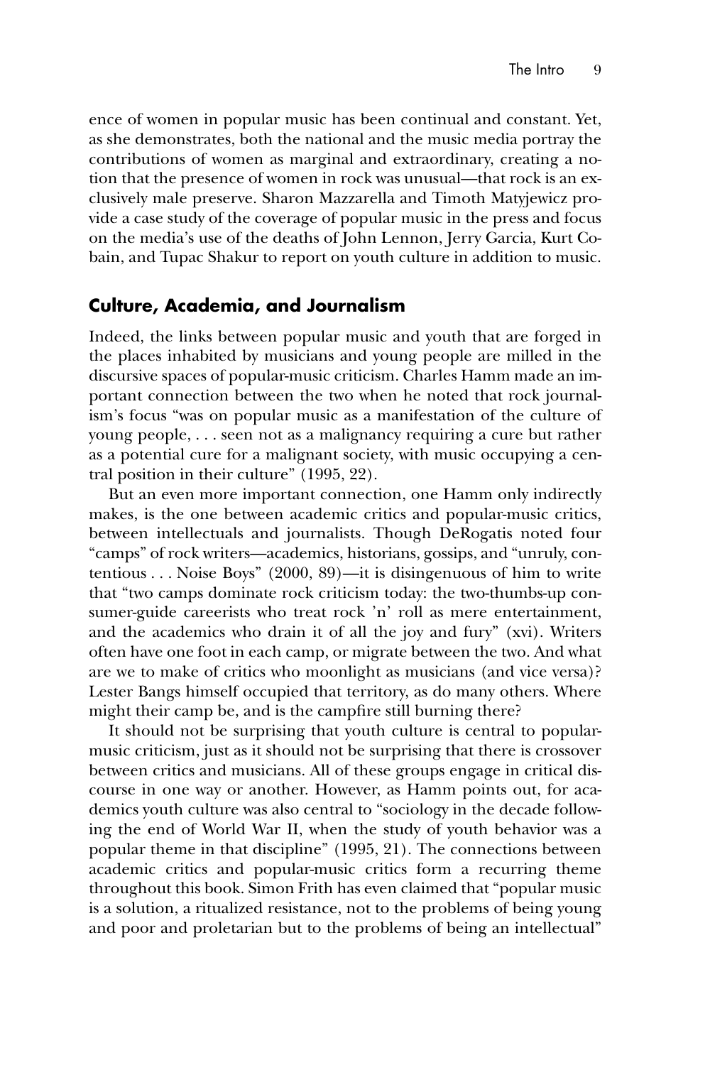ence of women in popular music has been continual and constant. Yet, as she demonstrates, both the national and the music media portray the contributions of women as marginal and extraordinary, creating a notion that the presence of women in rock was unusual—that rock is an exclusively male preserve. Sharon Mazzarella and Timoth Matyjewicz provide a case study of the coverage of popular music in the press and focus on the media's use of the deaths of John Lennon, Jerry Garcia, Kurt Cobain, and Tupac Shakur to report on youth culture in addition to music.

## Culture, Academia, and Journalism

Indeed, the links between popular music and youth that are forged in the places inhabited by musicians and young people are milled in the discursive spaces of popular-music criticism. Charles Hamm made an important connection between the two when he noted that rock journalism's focus "was on popular music as a manifestation of the culture of young people, . . . seen not as a malignancy requiring a cure but rather as a potential cure for a malignant society, with music occupying a central position in their culture" (1995, 22).

But an even more important connection, one Hamm only indirectly makes, is the one between academic critics and popular-music critics, between intellectuals and journalists. Though DeRogatis noted four "camps" of rock writers—academics, historians, gossips, and "unruly, contentious . . . Noise Boys" (2000, 89)—it is disingenuous of him to write that "two camps dominate rock criticism today: the two-thumbs-up consumer-guide careerists who treat rock 'n' roll as mere entertainment, and the academics who drain it of all the joy and fury" (xvi). Writers often have one foot in each camp, or migrate between the two. And what are we to make of critics who moonlight as musicians (and vice versa)? Lester Bangs himself occupied that territory, as do many others. Where might their camp be, and is the campfire still burning there?

It should not be surprising that youth culture is central to popular-music criticism, just as it should not be surprising that there is crossover between critics and musicians. All of these groups engage in critical discourse in one way or another. However, as Hamm points out, for academics youth culture was also central to "sociology in the decade following the end of World War II, when the study of youth behavior was a popular theme in that discipline" (1995, 21). The connections between academic critics and popular-music critics form a recurring theme throughout this book. Simon Frith has even claimed that "popular music is a solution, a ritualized resistance, not to the problems of being young and poor and proletarian but to the problems of being an intellectual"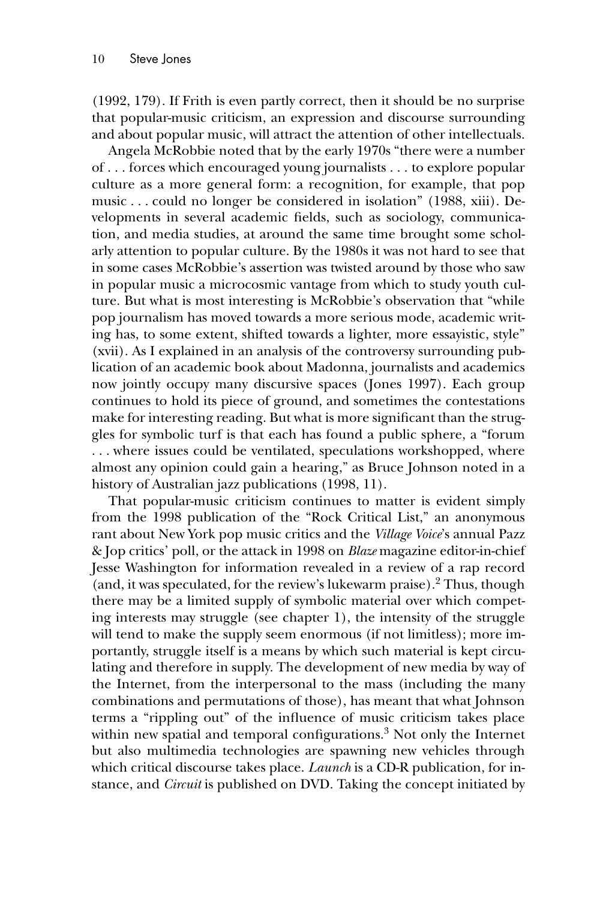(1992, 179). If Frith is even partly correct, then it should be no surprise that popular-music criticism, an expression and discourse surrounding and about popular music, will attract the attention of other intellectuals.

Angela McRobbie noted that by the early 1970s "there were a number of . . . forces which encouraged young journalists . . . to explore popular culture as a more general form: a recognition, for example, that pop music . . . could no longer be considered in isolation" (1988, xiii). Developments in several academic fields, such as sociology, communication, and media studies, at around the same time brought some scholarly attention to popular culture. By the 1980s it was not hard to see that in some cases McRobbie's assertion was twisted around by those who saw in popular music a microcosmic vantage from which to study youth culture. But what is most interesting is McRobbie's observation that "while pop journalism has moved towards a more serious mode, academic writing has, to some extent, shifted towards a lighter, more essayistic, style" (xvii). As I explained in an analysis of the controversy surrounding publication of an academic book about Madonna, journalists and academics now jointly occupy many discursive spaces (Jones 1997). Each group continues to hold its piece of ground, and sometimes the contestations make for interesting reading. But what is more significant than the struggles for symbolic turf is that each has found a public sphere, a "forum . . . where issues could be ventilated, speculations workshopped, where almost any opinion could gain a hearing," as Bruce Johnson noted in a history of Australian jazz publications (1998, 11).

That popular-music criticism continues to matter is evident simply from the 1998 publication of the "Rock Critical List," an anonymous rant about New York pop music critics and the *Village Voice*'s annual Pazz & Jop critics' poll, or the attack in 1998 on *Blaze* magazine editor-in-chief Jesse Washington for information revealed in a review of a rap record (and, it was speculated, for the review's lukewarm praise).[2] Thus, though there may be a limited supply of symbolic material over which competing interests may struggle (see chapter 1), the intensity of the struggle will tend to make the supply seem enormous (if not limitless); more importantly, struggle itself is a means by which such material is kept circulating and therefore in supply. The development of new media by way of the Internet, from the interpersonal to the mass (including the many combinations and permutations of those), has meant that what Johnson terms a "rippling out" of the influence of music criticism takes place within new spatial and temporal configurations.[3] Not only the Internet but also multimedia technologies are spawning new vehicles through which critical discourse takes place. *Launch* is a CD-R publication, for instance, and *Circuit* is published on DVD. Taking the concept initiated by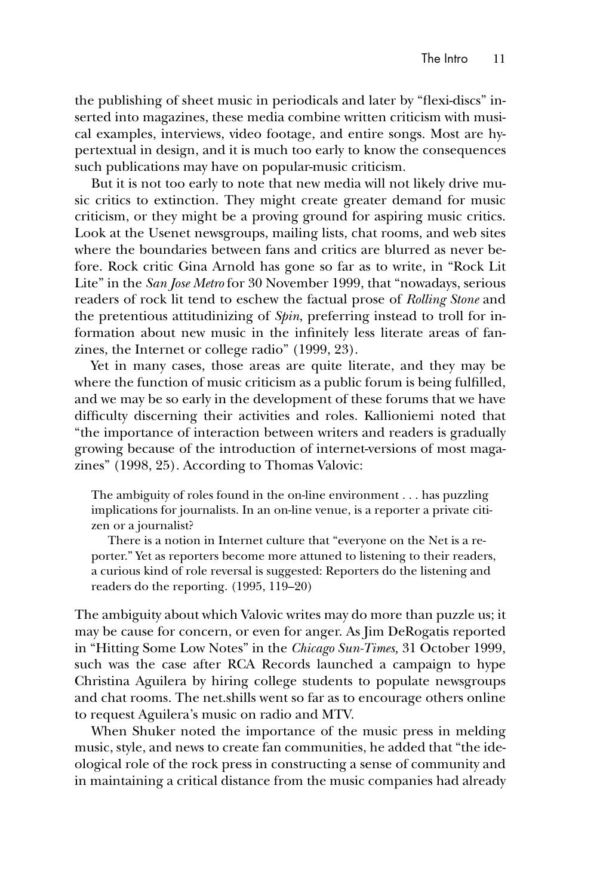the publishing of sheet music in periodicals and later by "flexi-discs" inserted into magazines, these media combine written criticism with musical examples, interviews, video footage, and entire songs. Most are hypertextual in design, and it is much too early to know the consequences such publications may have on popular-music criticism.

But it is not too early to note that new media will not likely drive music critics to extinction. They might create greater demand for music criticism, or they might be a proving ground for aspiring music critics. Look at the Usenet newsgroups, mailing lists, chat rooms, and web sites where the boundaries between fans and critics are blurred as never before. Rock critic Gina Arnold has gone so far as to write, in "Rock Lit Lite" in the *San Jose Metro* for 30 November 1999, that "nowadays, serious readers of rock lit tend to eschew the factual prose of *Rolling Stone* and the pretentious attitudinizing of *Spin*, preferring instead to troll for information about new music in the infinitely less literate areas of fanzines, the Internet or college radio" (1999, 23).

Yet in many cases, those areas are quite literate, and they may be where the function of music criticism as a public forum is being fulfilled, and we may be so early in the development of these forums that we have difficulty discerning their activities and roles. Kallioniemi noted that "the importance of interaction between writers and readers is gradually growing because of the introduction of internet-versions of most magazines" (1998, 25). According to Thomas Valovic:

> The ambiguity of roles found in the on-line environment . . . has puzzling implications for journalists. In an on-line venue, is a reporter a private citizen or a journalist?
>
> There is a notion in Internet culture that "everyone on the Net is a reporter." Yet as reporters become more attuned to listening to their readers, a curious kind of role reversal is suggested: Reporters do the listening and readers do the reporting. (1995, 119–20)

The ambiguity about which Valovic writes may do more than puzzle us; it may be cause for concern, or even for anger. As Jim DeRogatis reported in "Hitting Some Low Notes" in the *Chicago Sun-Times,* 31 October 1999, such was the case after RCA Records launched a campaign to hype Christina Aguilera by hiring college students to populate newsgroups and chat rooms. The net.shills went so far as to encourage others online to request Aguilera's music on radio and MTV.

When Shuker noted the importance of the music press in melding music, style, and news to create fan communities, he added that "the ideological role of the rock press in constructing a sense of community and in maintaining a critical distance from the music companies had already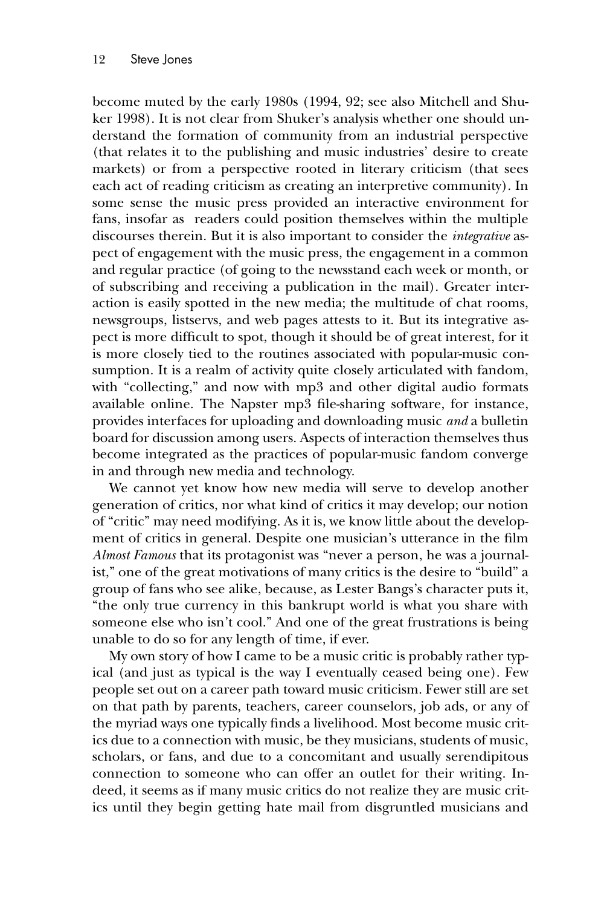become muted by the early 1980s (1994, 92; see also Mitchell and Shuker 1998). It is not clear from Shuker's analysis whether one should understand the formation of community from an industrial perspective (that relates it to the publishing and music industries' desire to create markets) or from a perspective rooted in literary criticism (that sees each act of reading criticism as creating an interpretive community). In some sense the music press provided an interactive environment for fans, insofar as readers could position themselves within the multiple discourses therein. But it is also important to consider the *integrative* aspect of engagement with the music press, the engagement in a common and regular practice (of going to the newsstand each week or month, or of subscribing and receiving a publication in the mail). Greater interaction is easily spotted in the new media; the multitude of chat rooms, newsgroups, listservs, and web pages attests to it. But its integrative aspect is more difficult to spot, though it should be of great interest, for it is more closely tied to the routines associated with popular-music consumption. It is a realm of activity quite closely articulated with fandom, with "collecting," and now with mp3 and other digital audio formats available online. The Napster mp3 file-sharing software, for instance, provides interfaces for uploading and downloading music *and* a bulletin board for discussion among users. Aspects of interaction themselves thus become integrated as the practices of popular-music fandom converge in and through new media and technology.

We cannot yet know how new media will serve to develop another generation of critics, nor what kind of critics it may develop; our notion of "critic" may need modifying. As it is, we know little about the development of critics in general. Despite one musician's utterance in the film *Almost Famous* that its protagonist was "never a person, he was a journalist," one of the great motivations of many critics is the desire to "build" a group of fans who see alike, because, as Lester Bangs's character puts it, "the only true currency in this bankrupt world is what you share with someone else who isn't cool." And one of the great frustrations is being unable to do so for any length of time, if ever.

My own story of how I came to be a music critic is probably rather typical (and just as typical is the way I eventually ceased being one). Few people set out on a career path toward music criticism. Fewer still are set on that path by parents, teachers, career counselors, job ads, or any of the myriad ways one typically finds a livelihood. Most become music critics due to a connection with music, be they musicians, students of music, scholars, or fans, and due to a concomitant and usually serendipitous connection to someone who can offer an outlet for their writing. Indeed, it seems as if many music critics do not realize they are music critics until they begin getting hate mail from disgruntled musicians and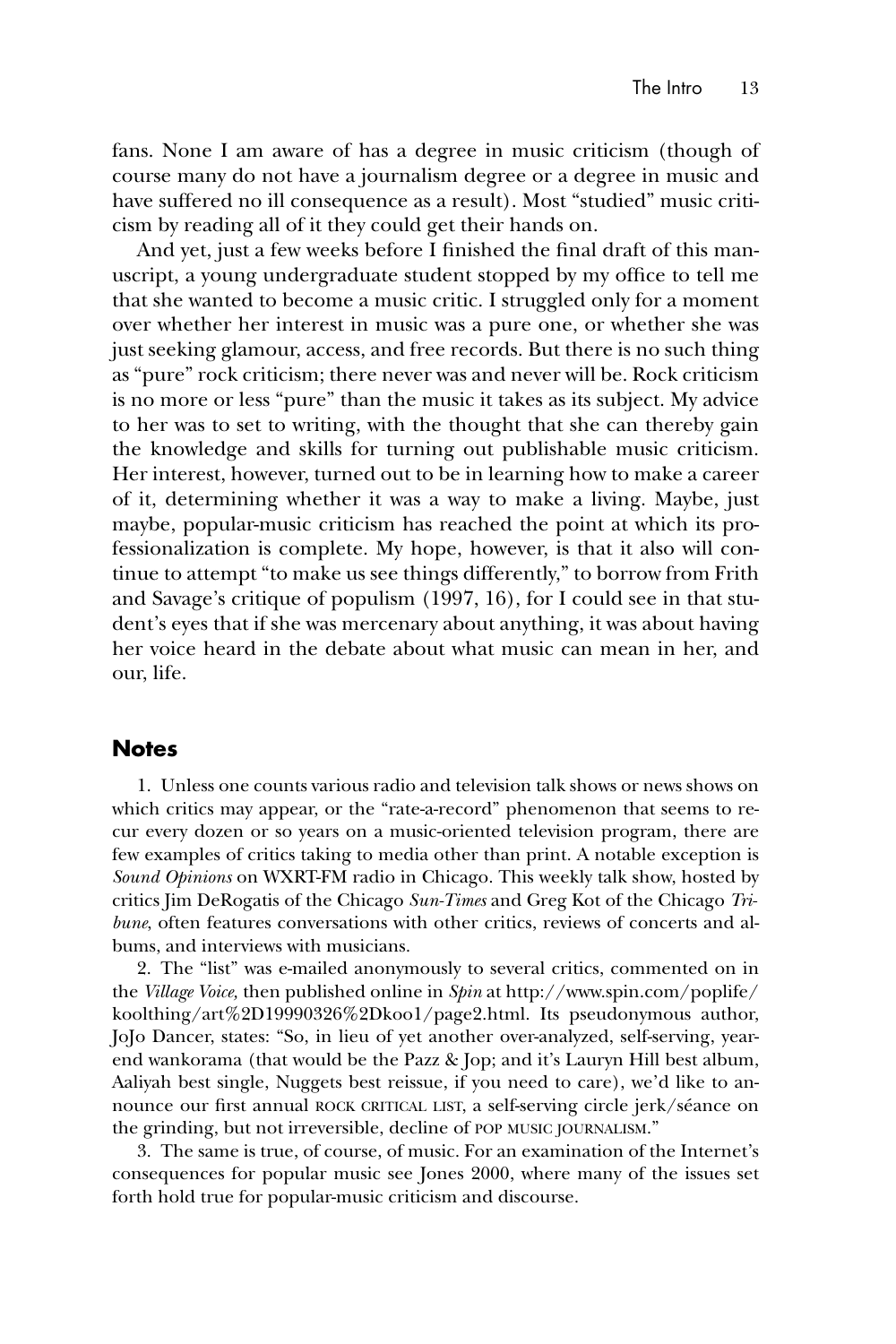fans. None I am aware of has a degree in music criticism (though of course many do not have a journalism degree or a degree in music and have suffered no ill consequence as a result). Most "studied" music criticism by reading all of it they could get their hands on.

And yet, just a few weeks before I finished the final draft of this manuscript, a young undergraduate student stopped by my office to tell me that she wanted to become a music critic. I struggled only for a moment over whether her interest in music was a pure one, or whether she was just seeking glamour, access, and free records. But there is no such thing as "pure" rock criticism; there never was and never will be. Rock criticism is no more or less "pure" than the music it takes as its subject. My advice to her was to set to writing, with the thought that she can thereby gain the knowledge and skills for turning out publishable music criticism. Her interest, however, turned out to be in learning how to make a career of it, determining whether it was a way to make a living. Maybe, just maybe, popular-music criticism has reached the point at which its professionalization is complete. My hope, however, is that it also will continue to attempt "to make us see things differently," to borrow from Frith and Savage's critique of populism (1997, 16), for I could see in that student's eyes that if she was mercenary about anything, it was about having her voice heard in the debate about what music can mean in her, and our, life.

## Notes

1. Unless one counts various radio and television talk shows or news shows on which critics may appear, or the "rate-a-record" phenomenon that seems to recur every dozen or so years on a music-oriented television program, there are few examples of critics taking to media other than print. A notable exception is *Sound Opinions* on WXRT-FM radio in Chicago. This weekly talk show, hosted by critics Jim DeRogatis of the Chicago *Sun-Times* and Greg Kot of the Chicago *Tribune*, often features conversations with other critics, reviews of concerts and albums, and interviews with musicians.

2. The "list" was e-mailed anonymously to several critics, commented on in the *Village Voice,* then published online in *Spin* at http://www.spin.com/poplife/koolthing/art%2D19990326%2Dkoo1/page2.html. Its pseudonymous author, JoJo Dancer, states: "So, in lieu of yet another over-analyzed, self-serving, year-end wankorama (that would be the Pazz & Jop; and it's Lauryn Hill best album, Aaliyah best single, Nuggets best reissue, if you need to care), we'd like to announce our first annual ROCK CRITICAL LIST, a self-serving circle jerk/séance on the grinding, but not irreversible, decline of POP MUSIC JOURNALISM."

3. The same is true, of course, of music. For an examination of the Internet's consequences for popular music see Jones 2000, where many of the issues set forth hold true for popular-music criticism and discourse.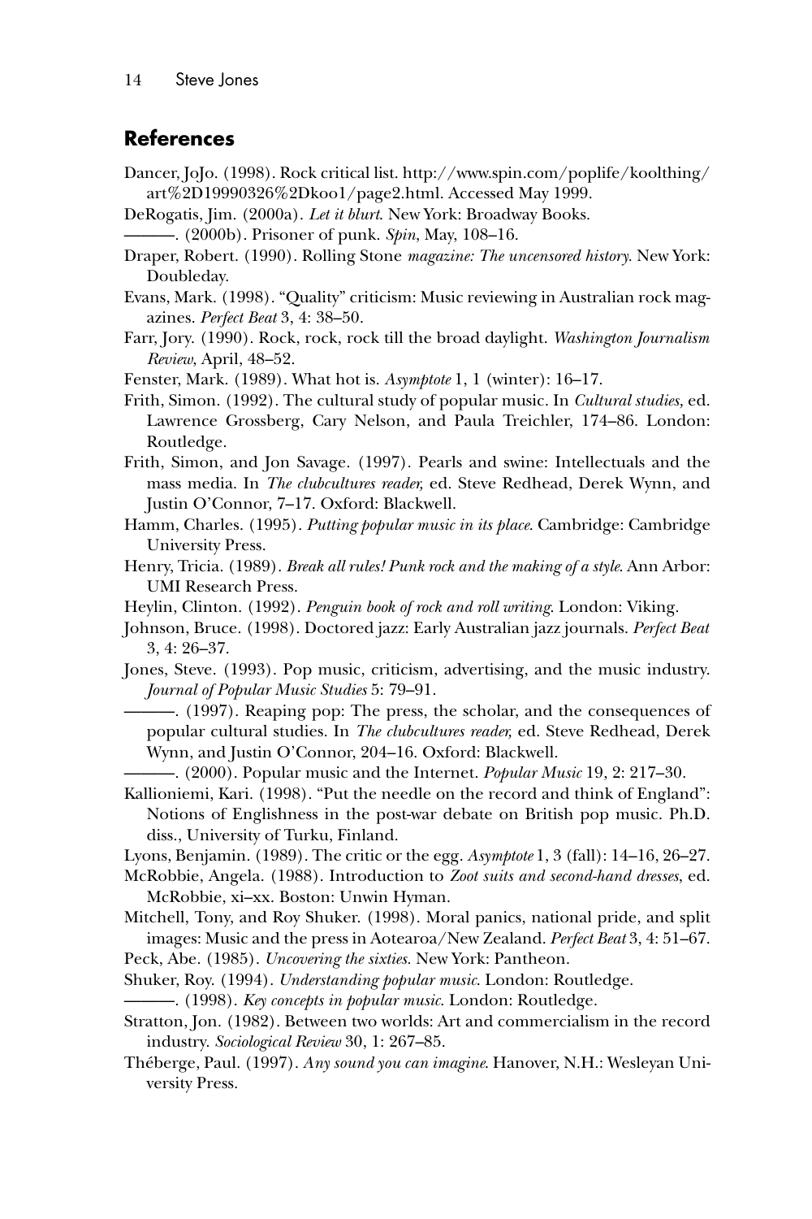## References

Dancer, JoJo. (1998). Rock critical list. http://www.spin.com/poplife/koolthing/art%2D19990326%2Dkoo1/page2.html. Accessed May 1999.

DeRogatis, Jim. (2000a). *Let it blurt*. New York: Broadway Books.

———. (2000b). Prisoner of punk. *Spin*, May, 108–16.

Draper, Robert. (1990). Rolling Stone *magazine: The uncensored history*. New York: Doubleday.

Evans, Mark. (1998). "Quality" criticism: Music reviewing in Australian rock magazines. *Perfect Beat* 3, 4: 38–50.

Farr, Jory. (1990). Rock, rock, rock till the broad daylight. *Washington Journalism Review*, April, 48–52.

Fenster, Mark. (1989). What hot is. *Asymptote* 1, 1 (winter): 16–17.

Frith, Simon. (1992). The cultural study of popular music. In *Cultural studies,* ed. Lawrence Grossberg, Cary Nelson, and Paula Treichler, 174–86. London: Routledge.

Frith, Simon, and Jon Savage. (1997). Pearls and swine: Intellectuals and the mass media. In *The clubcultures reader,* ed. Steve Redhead, Derek Wynn, and Justin O'Connor, 7–17. Oxford: Blackwell.

Hamm, Charles. (1995). *Putting popular music in its place*. Cambridge: Cambridge University Press.

Henry, Tricia. (1989). *Break all rules! Punk rock and the making of a style*. Ann Arbor: UMI Research Press.

Heylin, Clinton. (1992). *Penguin book of rock and roll writing*. London: Viking.

Johnson, Bruce. (1998). Doctored jazz: Early Australian jazz journals. *Perfect Beat* 3, 4: 26–37.

Jones, Steve. (1993). Pop music, criticism, advertising, and the music industry. *Journal of Popular Music Studies* 5: 79–91.

———. (1997). Reaping pop: The press, the scholar, and the consequences of popular cultural studies. In *The clubcultures reader,* ed. Steve Redhead, Derek Wynn, and Justin O'Connor, 204–16. Oxford: Blackwell.

———. (2000). Popular music and the Internet. *Popular Music* 19, 2: 217–30.

Kallioniemi, Kari. (1998). "Put the needle on the record and think of England": Notions of Englishness in the post-war debate on British pop music. Ph.D. diss., University of Turku, Finland.

Lyons, Benjamin. (1989). The critic or the egg. *Asymptote* 1, 3 (fall): 14–16, 26–27.

McRobbie, Angela. (1988). Introduction to *Zoot suits and second-hand dresses*, ed. McRobbie, xi–xx. Boston: Unwin Hyman.

Mitchell, Tony, and Roy Shuker. (1998). Moral panics, national pride, and split images: Music and the press in Aotearoa/New Zealand. *Perfect Beat* 3, 4: 51–67.

Peck, Abe. (1985). *Uncovering the sixties*. New York: Pantheon.

Shuker, Roy. (1994). *Understanding popular music*. London: Routledge.

———. (1998). *Key concepts in popular music*. London: Routledge.

Stratton, Jon. (1982). Between two worlds: Art and commercialism in the record industry. *Sociological Review* 30, 1: 267–85.

Théberge, Paul. (1997). *Any sound you can imagine*. Hanover, N.H.: Wesleyan University Press.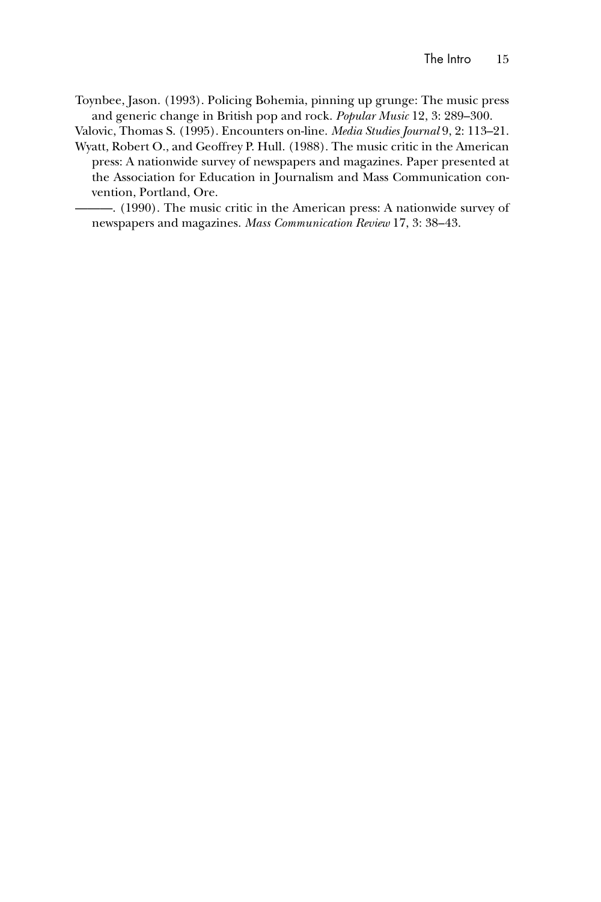Toynbee, Jason. (1993). Policing Bohemia, pinning up grunge: The music press and generic change in British pop and rock. *Popular Music* 12, 3: 289–300.

Valovic, Thomas S. (1995). Encounters on-line. *Media Studies Journal* 9, 2: 113–21.

Wyatt, Robert O., and Geoffrey P. Hull. (1988). The music critic in the American press: A nationwide survey of newspapers and magazines. Paper presented at the Association for Education in Journalism and Mass Communication convention, Portland, Ore.

———. (1990). The music critic in the American press: A nationwide survey of newspapers and magazines. *Mass Communication Review* 17, 3: 38–43.